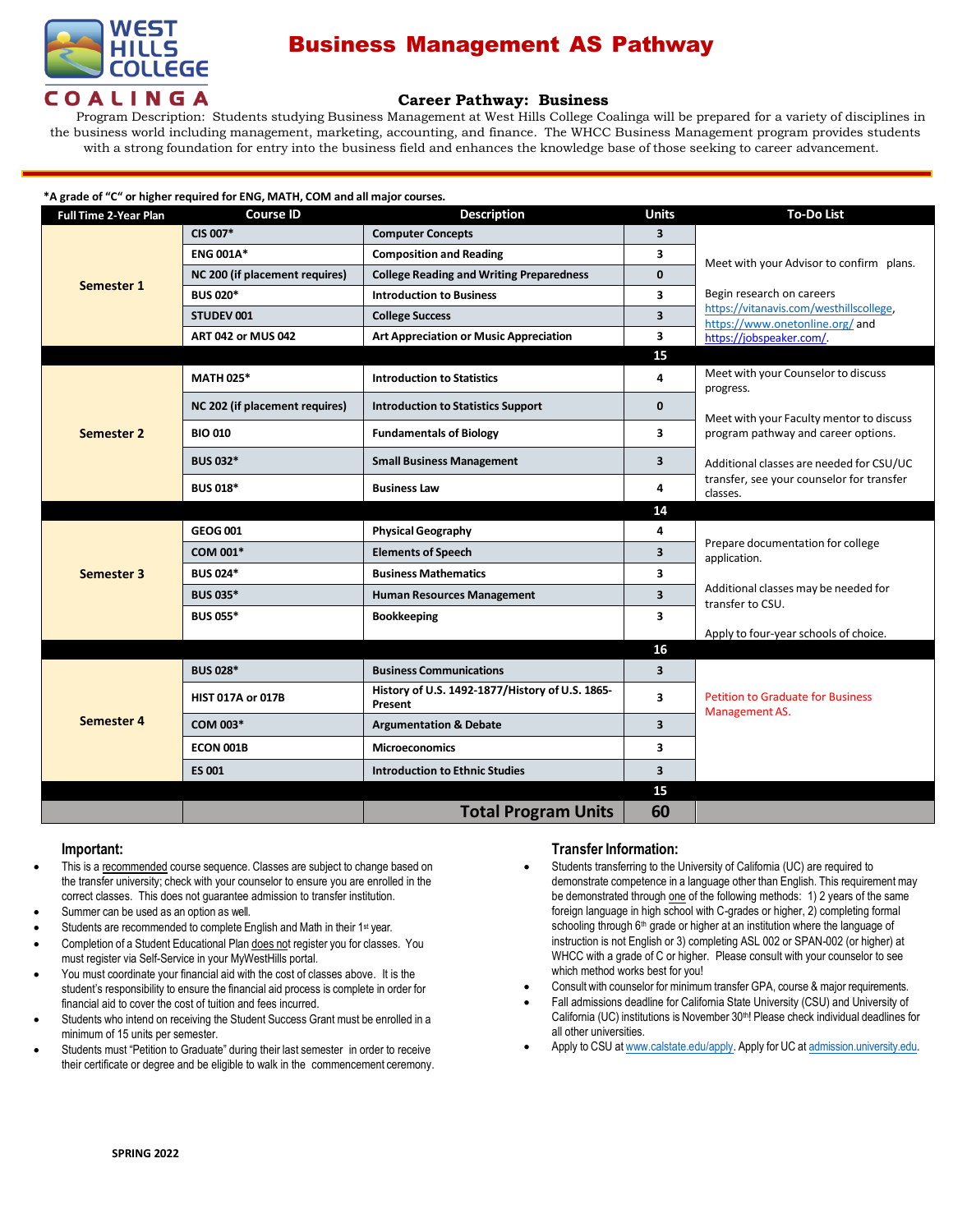# Business Management AS Pathway

WEST HILLS COLLEGE COALINGA

## Career Pathway: Business

Program Description: Students studying Business Management at West Hills College Coalinga will be prepared for a variety of disciplines in the business world including management, marketing, accounting, and finance. The WHCC Business Management program provides students with a strong foundation for entry into the business field and enhances the knowledge base of those seeking to career advancement.

**\*A grade of "C" or higher required for ENG, MATH, COM and all major courses.**

| Full Time 2-Year Plan | Course ID | Description | Units | To-Do List |
|---|---|---|---|---|
| Semester 1 | CIS 007* | Computer Concepts | 3 | Meet with your Advisor to confirm plans.<br><br>Begin research on careers https://vitanavis.com/westhillscollege, https://www.onetonline.org/ and https://jobspeaker.com/. |
| | ENG 001A* | Composition and Reading | 3 | |
| | NC 200 (if placement requires) | College Reading and Writing Preparedness | 0 | |
| | BUS 020* | Introduction to Business | 3 | |
| | STUDEV 001 | College Success | 3 | |
| | ART 042 or MUS 042 | Art Appreciation or Music Appreciation | 3 | |
| | | | 15 | |
| Semester 2 | MATH 025* | Introduction to Statistics | 4 | Meet with your Counselor to discuss progress.<br><br>Meet with your Faculty mentor to discuss program pathway and career options.<br><br>Additional classes are needed for CSU/UC transfer, see your counselor for transfer classes. |
| | NC 202 (if placement requires) | Introduction to Statistics Support | 0 | |
| | BIO 010 | Fundamentals of Biology | 3 | |
| | BUS 032* | Small Business Management | 3 | |
| | BUS 018* | Business Law | 4 | |
| | | | 14 | |
| Semester 3 | GEOG 001 | Physical Geography | 4 | Prepare documentation for college application.<br><br>Additional classes may be needed for transfer to CSU.<br><br>Apply to four-year schools of choice. |
| | COM 001* | Elements of Speech | 3 | |
| | BUS 024* | Business Mathematics | 3 | |
| | BUS 035* | Human Resources Management | 3 | |
| | BUS 055* | Bookkeeping | 3 | |
| | | | 16 | |
| Semester 4 | BUS 028* | Business Communications | 3 | Petition to Graduate for Business Management AS. |
| | HIST 017A or 017B | History of U.S. 1492-1877/History of U.S. 1865-Present | 3 | |
| | COM 003* | Argumentation & Debate | 3 | |
| | ECON 001B | Microeconomics | 3 | |
| | ES 001 | Introduction to Ethnic Studies | 3 | |
| | | | 15 | |
| | | **Total Program Units** | **60** | |

### Important:

- This is a recommended course sequence. Classes are subject to change based on the transfer university; check with your counselor to ensure you are enrolled in the correct classes. This does not guarantee admission to transfer institution.
- Summer can be used as an option as well.
- Students are recommended to complete English and Math in their 1st year.
- Completion of a Student Educational Plan does not register you for classes. You must register via Self-Service in your MyWestHills portal.
- You must coordinate your financial aid with the cost of classes above. It is the student's responsibility to ensure the financial aid process is complete in order for financial aid to cover the cost of tuition and fees incurred.
- Students who intend on receiving the Student Success Grant must be enrolled in a minimum of 15 units per semester.
- Students must "Petition to Graduate" during their last semester in order to receive their certificate or degree and be eligible to walk in the commencement ceremony.

### Transfer Information:

- Students transferring to the University of California (UC) are required to demonstrate competence in a language other than English. This requirement may be demonstrated through one of the following methods: 1) 2 years of the same foreign language in high school with C-grades or higher, 2) completing formal schooling through 6th grade or higher at an institution where the language of instruction is not English or 3) completing ASL 002 or SPAN-002 (or higher) at WHCC with a grade of C or higher. Please consult with your counselor to see which method works best for you!
- Consult with counselor for minimum transfer GPA, course & major requirements.
- Fall admissions deadline for California State University (CSU) and University of California (UC) institutions is November 30th! Please check individual deadlines for all other universities.
- Apply to CSU at www.calstate.edu/apply. Apply for UC at admission.university.edu.

SPRING 2022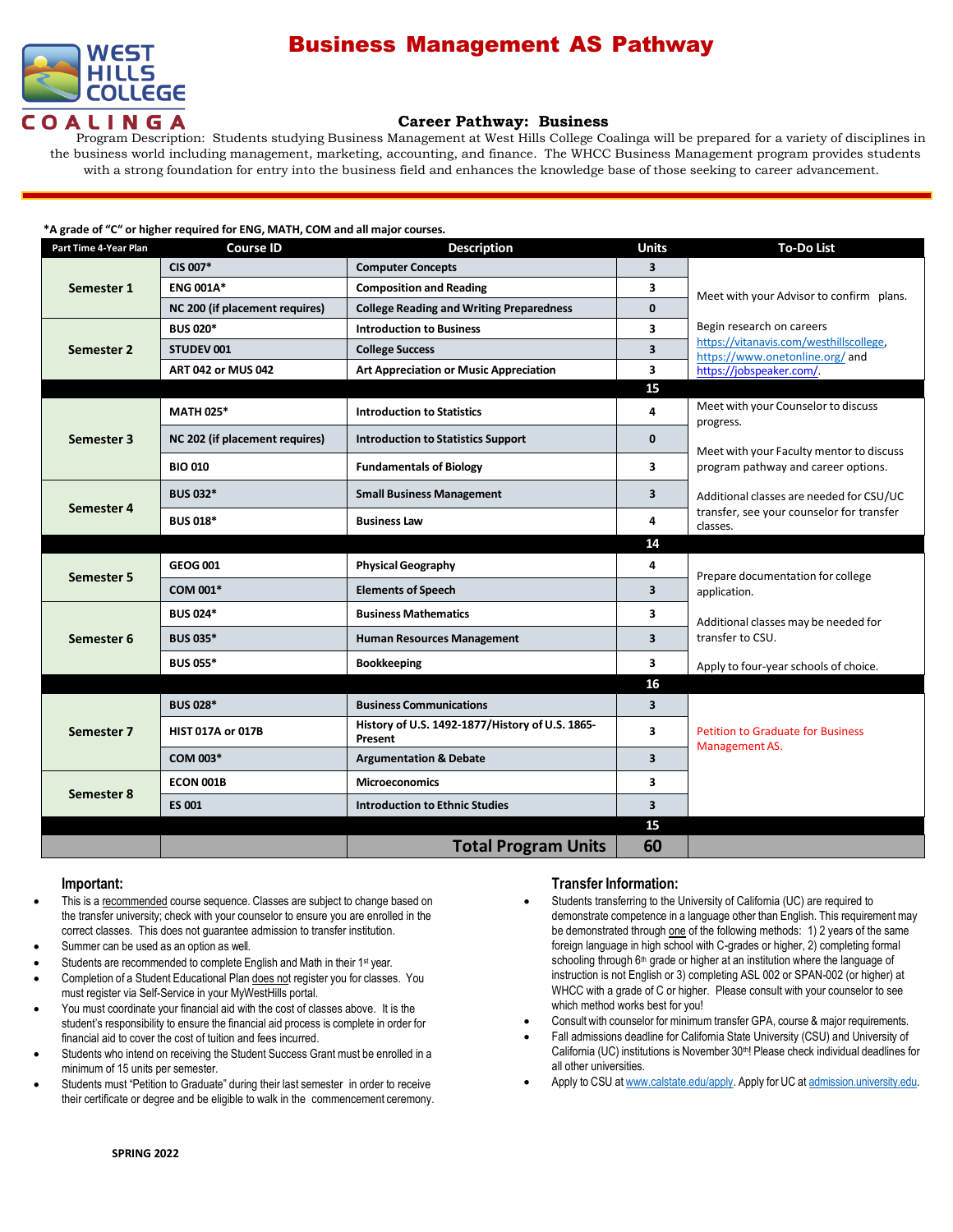# Business Management AS Pathway

WEST HILLS COLLEGE COALINGA

### Career Pathway: Business

Program Description: Students studying Business Management at West Hills College Coalinga will be prepared for a variety of disciplines in the business world including management, marketing, accounting, and finance. The WHCC Business Management program provides students with a strong foundation for entry into the business field and enhances the knowledge base of those seeking to career advancement.

**\*A grade of "C" or higher required for ENG, MATH, COM and all major courses.**

| Part Time 4-Year Plan | Course ID | Description | Units | To-Do List |
|---|---|---|---|---|
| Semester 1 | CIS 007* | Computer Concepts | 3 | Meet with your Advisor to confirm plans. |
| | ENG 001A* | Composition and Reading | 3 | |
| | NC 200 (if placement requires) | College Reading and Writing Preparedness | 0 | |
| Semester 2 | BUS 020* | Introduction to Business | 3 | Begin research on careers https://vitanavis.com/westhillscollege, https://www.onetonline.org/ and https://jobspeaker.com/. |
| | STUDEV 001 | College Success | 3 | |
| | ART 042 or MUS 042 | Art Appreciation or Music Appreciation | 3 | |
| | | | 15 | |
| Semester 3 | MATH 025* | Introduction to Statistics | 4 | Meet with your Counselor to discuss progress. |
| | NC 202 (if placement requires) | Introduction to Statistics Support | 0 | Meet with your Faculty mentor to discuss program pathway and career options. |
| | BIO 010 | Fundamentals of Biology | 3 | |
| Semester 4 | BUS 032* | Small Business Management | 3 | Additional classes are needed for CSU/UC transfer, see your counselor for transfer classes. |
| | BUS 018* | Business Law | 4 | |
| | | | 14 | |
| Semester 5 | GEOG 001 | Physical Geography | 4 | Prepare documentation for college application. |
| | COM 001* | Elements of Speech | 3 | |
| Semester 6 | BUS 024* | Business Mathematics | 3 | Additional classes may be needed for transfer to CSU. |
| | BUS 035* | Human Resources Management | 3 | |
| | BUS 055* | Bookkeeping | 3 | Apply to four-year schools of choice. |
| | | | 16 | |
| Semester 7 | BUS 028* | Business Communications | 3 | Petition to Graduate for Business Management AS. |
| | HIST 017A or 017B | History of U.S. 1492-1877/History of U.S. 1865-Present | 3 | |
| | COM 003* | Argumentation & Debate | 3 | |
| Semester 8 | ECON 001B | Microeconomics | 3 | |
| | ES 001 | Introduction to Ethnic Studies | 3 | |
| | | | 15 | |
| | | **Total Program Units** | **60** | |

## Important:

- This is a recommended course sequence. Classes are subject to change based on the transfer university; check with your counselor to ensure you are enrolled in the correct classes. This does not guarantee admission to transfer institution.
- Summer can be used as an option as well.
- Students are recommended to complete English and Math in their 1st year.
- Completion of a Student Educational Plan does not register you for classes. You must register via Self-Service in your MyWestHills portal.
- You must coordinate your financial aid with the cost of classes above. It is the student's responsibility to ensure the financial aid process is complete in order for financial aid to cover the cost of tuition and fees incurred.
- Students who intend on receiving the Student Success Grant must be enrolled in a minimum of 15 units per semester.
- Students must "Petition to Graduate" during their last semester in order to receive their certificate or degree and be eligible to walk in the commencement ceremony.

## Transfer Information:

- Students transferring to the University of California (UC) are required to demonstrate competence in a language other than English. This requirement may be demonstrated through one of the following methods: 1) 2 years of the same foreign language in high school with C-grades or higher, 2) completing formal schooling through 6th grade or higher at an institution where the language of instruction is not English or 3) completing ASL 002 or SPAN-002 (or higher) at WHCC with a grade of C or higher. Please consult with your counselor to see which method works best for you!
- Consult with counselor for minimum transfer GPA, course & major requirements.
- Fall admissions deadline for California State University (CSU) and University of California (UC) institutions is November 30th! Please check individual deadlines for all other universities.
- Apply to CSU at www.calstate.edu/apply. Apply for UC at admission.university.edu.

SPRING 2022